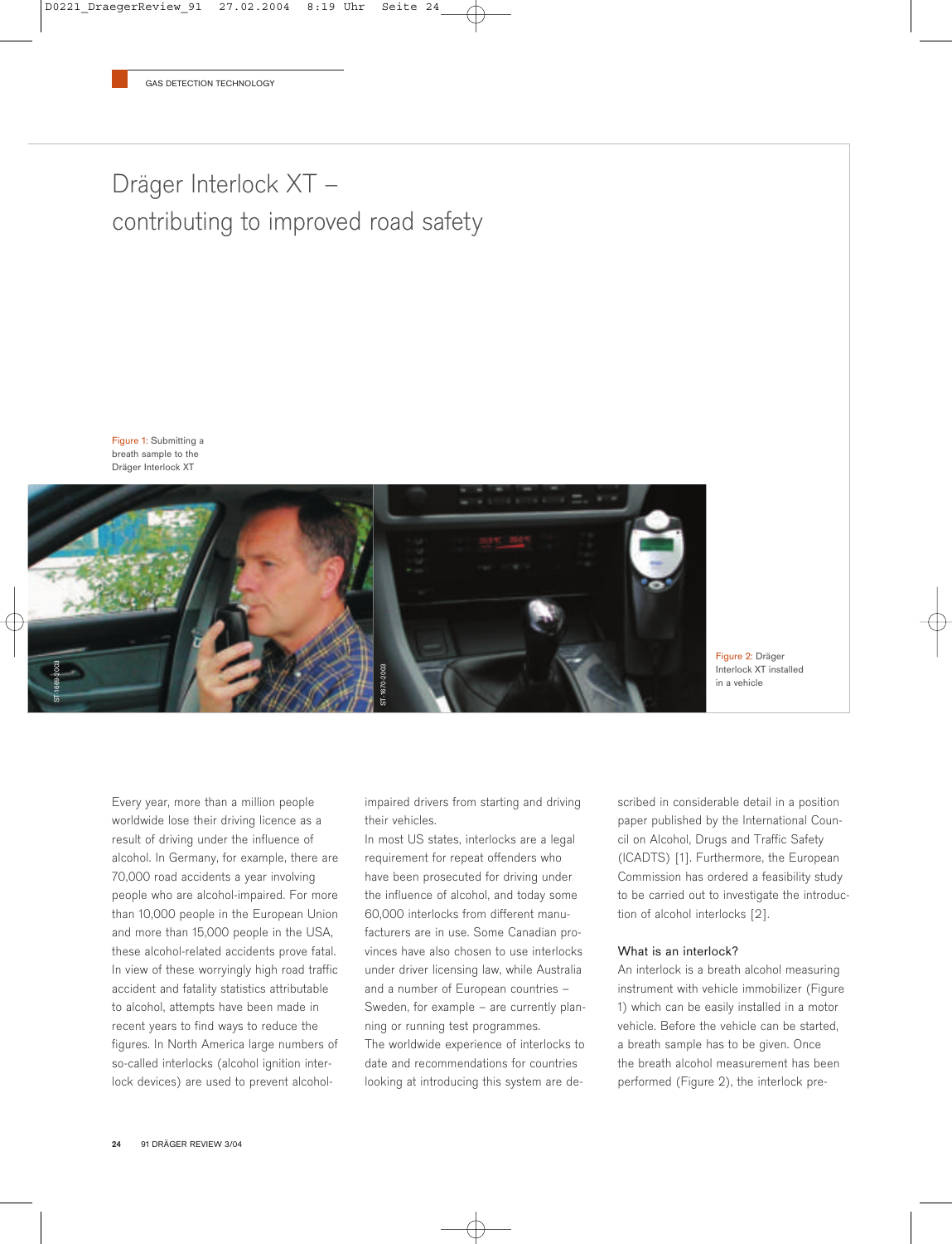# Dräger Interlock XT – contributing to improved road safety

Figure 1: Submitting a breath sample to the Dräger Interlock XT

Figure 2: Dräger Interlock XT installed in a vehicle

Every year, more than a million people worldwide lose their driving licence as a result of driving under the influence of alcohol. In Germany, for example, there are 70,000 road accidents a year involving people who are alcohol-impaired. For more than 10,000 people in the European Union and more than 15,000 people in the USA, these alcohol-related accidents prove fatal. In view of these worryingly high road traffic accident and fatality statistics attributable to alcohol, attempts have been made in recent years to find ways to reduce the figures. In North America large numbers of so-called interlocks (alcohol ignition interlock devices) are used to prevent alcohol-impaired drivers from starting and driving their vehicles.

In most US states, interlocks are a legal requirement for repeat offenders who have been prosecuted for driving under the influence of alcohol, and today some 60,000 interlocks from different manufacturers are in use. Some Canadian provinces have also chosen to use interlocks under driver licensing law, while Australia and a number of European countries – Sweden, for example – are currently planning or running test programmes.

The worldwide experience of interlocks to date and recommendations for countries looking at introducing this system are described in considerable detail in a position paper published by the International Council on Alcohol, Drugs and Traffic Safety (ICADTS) [1]. Furthermore, the European Commission has ordered a feasibility study to be carried out to investigate the introduction of alcohol interlocks [2].

## What is an interlock?

An interlock is a breath alcohol measuring instrument with vehicle immobilizer (Figure 1) which can be easily installed in a motor vehicle. Before the vehicle can be started, a breath sample has to be given. Once the breath alcohol measurement has been performed (Figure 2), the interlock pre-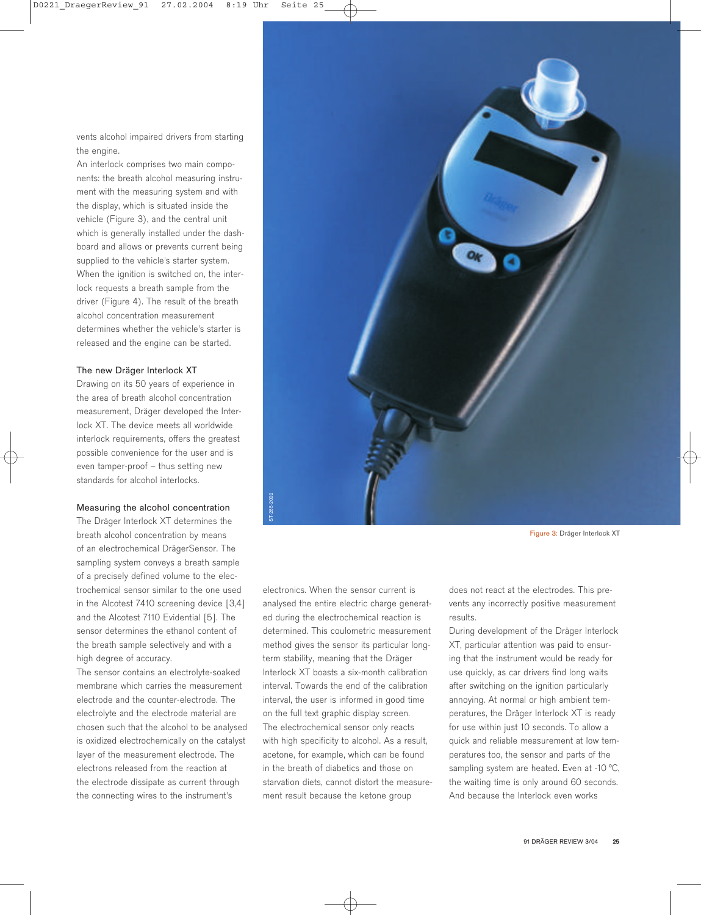vents alcohol impaired drivers from starting the engine.

An interlock comprises two main components: the breath alcohol measuring instrument with the measuring system and with the display, which is situated inside the vehicle (Figure 3), and the central unit which is generally installed under the dashboard and allows or prevents current being supplied to the vehicle's starter system. When the ignition is switched on, the interlock requests a breath sample from the driver (Figure 4). The result of the breath alcohol concentration measurement determines whether the vehicle's starter is released and the engine can be started.

### The new Dräger Interlock XT

Drawing on its 50 years of experience in the area of breath alcohol concentration measurement, Dräger developed the Interlock XT. The device meets all worldwide interlock requirements, offers the greatest possible convenience for the user and is even tamper-proof – thus setting new standards for alcohol interlocks.

### Measuring the alcohol concentration

The Dräger Interlock XT determines the breath alcohol concentration by means of an electrochemical DrägerSensor. The sampling system conveys a breath sample of a precisely defined volume to the electrochemical sensor similar to the one used in the Alcotest 7410 screening device [3,4] and the Alcotest 7110 Evidential [5]. The sensor determines the ethanol content of the breath sample selectively and with a high degree of accuracy.

The sensor contains an electrolyte-soaked membrane which carries the measurement electrode and the counter-electrode. The electrolyte and the electrode material are chosen such that the alcohol to be analysed is oxidized electrochemically on the catalyst layer of the measurement electrode. The electrons released from the reaction at the electrode dissipate as current through the connecting wires to the instrument's electronics. When the sensor current is analysed the entire electric charge generated during the electrochemical reaction is determined. This coulometric measurement method gives the sensor its particular long-term stability, meaning that the Dräger Interlock XT boasts a six-month calibration interval. Towards the end of the calibration interval, the user is informed in good time on the full text graphic display screen.

The electrochemical sensor only reacts with high specificity to alcohol. As a result, acetone, for example, which can be found in the breath of diabetics and those on starvation diets, cannot distort the measurement result because the ketone group does not react at the electrodes. This prevents any incorrectly positive measurement results.

During development of the Dräger Interlock XT, particular attention was paid to ensuring that the instrument would be ready for use quickly, as car drivers find long waits after switching on the ignition particularly annoying. At normal or high ambient temperatures, the Dräger Interlock XT is ready for use within just 10 seconds. To allow a quick and reliable measurement at low temperatures too, the sensor and parts of the sampling system are heated. Even at -10 °C, the waiting time is only around 60 seconds. And because the Interlock even works

Figure 3: Dräger Interlock XT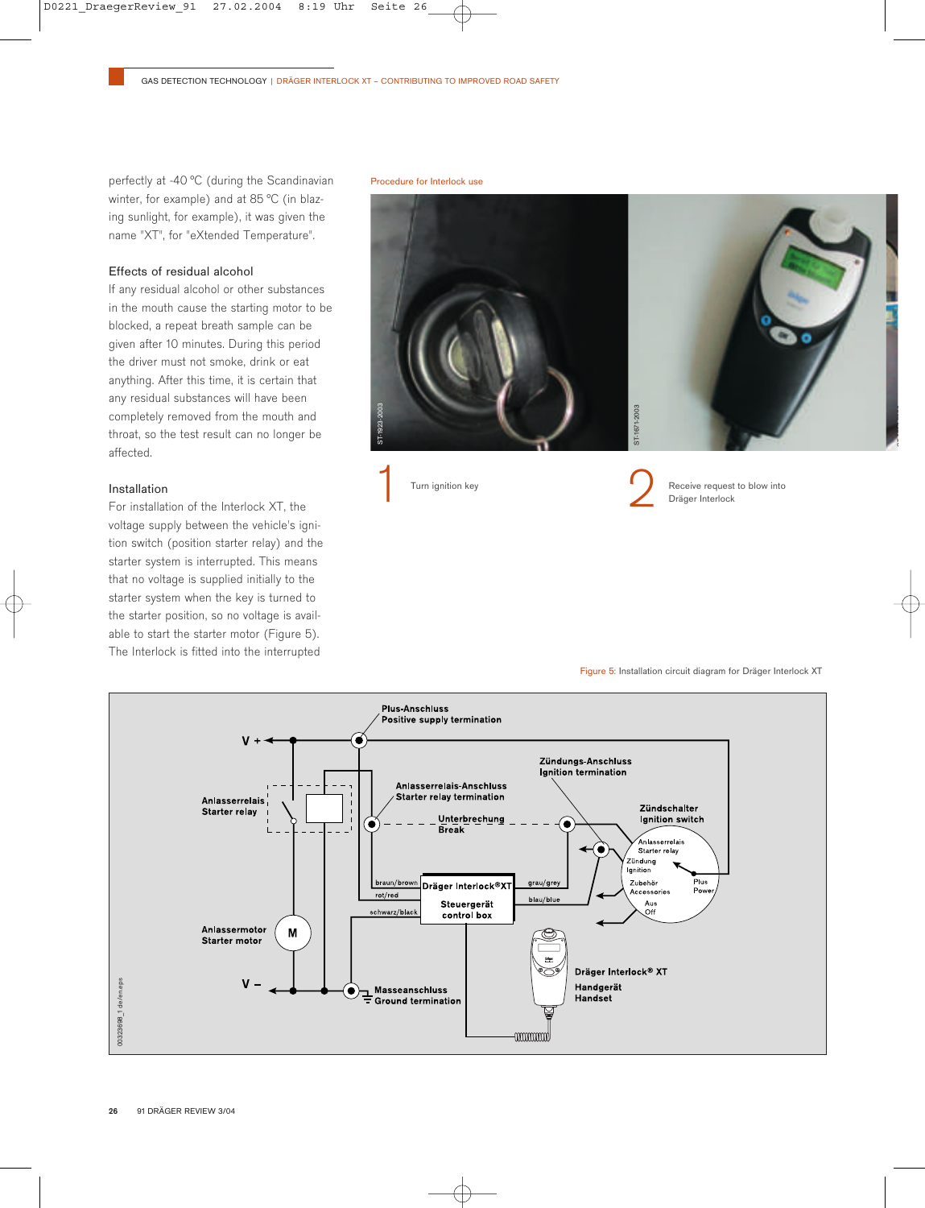perfectly at -40 °C (during the Scandinavian winter, for example) and at 85 °C (in blazing sunlight, for example), it was given the name "XT", for "eXtended Temperature".

### Effects of residual alcohol

If any residual alcohol or other substances in the mouth cause the starting motor to be blocked, a repeat breath sample can be given after 10 minutes. During this period the driver must not smoke, drink or eat anything. After this time, it is certain that any residual substances will have been completely removed from the mouth and throat, so the test result can no longer be affected.

### Installation

For installation of the Interlock XT, the voltage supply between the vehicle's ignition switch (position starter relay) and the starter system is interrupted. This means that no voltage is supplied initially to the starter system when the key is turned to the starter position, so no voltage is available to start the starter motor (Figure 5). The Interlock is fitted into the interrupted

Procedure for Interlock use

1 Turn ignition key

2 Receive request to blow into Dräger Interlock

Figure 5: Installation circuit diagram for Dräger Interlock XT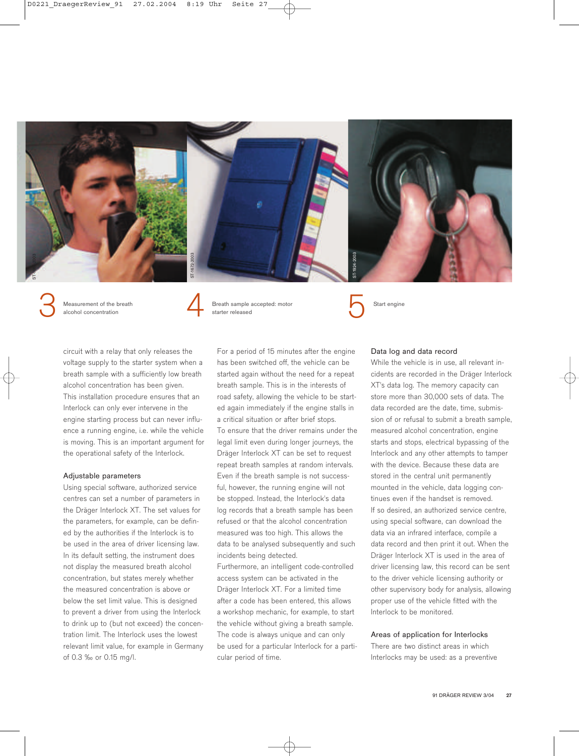3 Measurement of the breath alcohol concentration

4 Breath sample accepted: motor starter released

5 Start engine

circuit with a relay that only releases the voltage supply to the starter system when a breath sample with a sufficiently low breath alcohol concentration has been given. This installation procedure ensures that an Interlock can only ever intervene in the engine starting process but can never influence a running engine, i.e. while the vehicle is moving. This is an important argument for the operational safety of the Interlock.

### Adjustable parameters

Using special software, authorized service centres can set a number of parameters in the Dräger Interlock XT. The set values for the parameters, for example, can be defined by the authorities if the Interlock is to be used in the area of driver licensing law. In its default setting, the instrument does not display the measured breath alcohol concentration, but states merely whether the measured concentration is above or below the set limit value. This is designed to prevent a driver from using the Interlock to drink up to (but not exceed) the concentration limit. The Interlock uses the lowest relevant limit value, for example in Germany of 0.3 ‰ or 0.15 mg/l.

For a period of 15 minutes after the engine has been switched off, the vehicle can be started again without the need for a repeat breath sample. This is in the interests of road safety, allowing the vehicle to be started again immediately if the engine stalls in a critical situation or after brief stops.
To ensure that the driver remains under the legal limit even during longer journeys, the Dräger Interlock XT can be set to request repeat breath samples at random intervals. Even if the breath sample is not successful, however, the running engine will not be stopped. Instead, the Interlock's data log records that a breath sample has been refused or that the alcohol concentration measured was too high. This allows the data to be analysed subsequently and such incidents being detected.
Furthermore, an intelligent code-controlled access system can be activated in the Dräger Interlock XT. For a limited time after a code has been entered, this allows a workshop mechanic, for example, to start the vehicle without giving a breath sample. The code is always unique and can only be used for a particular Interlock for a particular period of time.

### Data log and data record

While the vehicle is in use, all relevant incidents are recorded in the Dräger Interlock XT's data log. The memory capacity can store more than 30,000 sets of data. The data recorded are the date, time, submission of or refusal to submit a breath sample, measured alcohol concentration, engine starts and stops, electrical bypassing of the Interlock and any other attempts to tamper with the device. Because these data are stored in the central unit permanently mounted in the vehicle, data logging continues even if the handset is removed.
If so desired, an authorized service centre, using special software, can download the data via an infrared interface, compile a data record and then print it out. When the Dräger Interlock XT is used in the area of driver licensing law, this record can be sent to the driver vehicle licensing authority or other supervisory body for analysis, allowing proper use of the vehicle fitted with the Interlock to be monitored.

### Areas of application for Interlocks

There are two distinct areas in which Interlocks may be used: as a preventive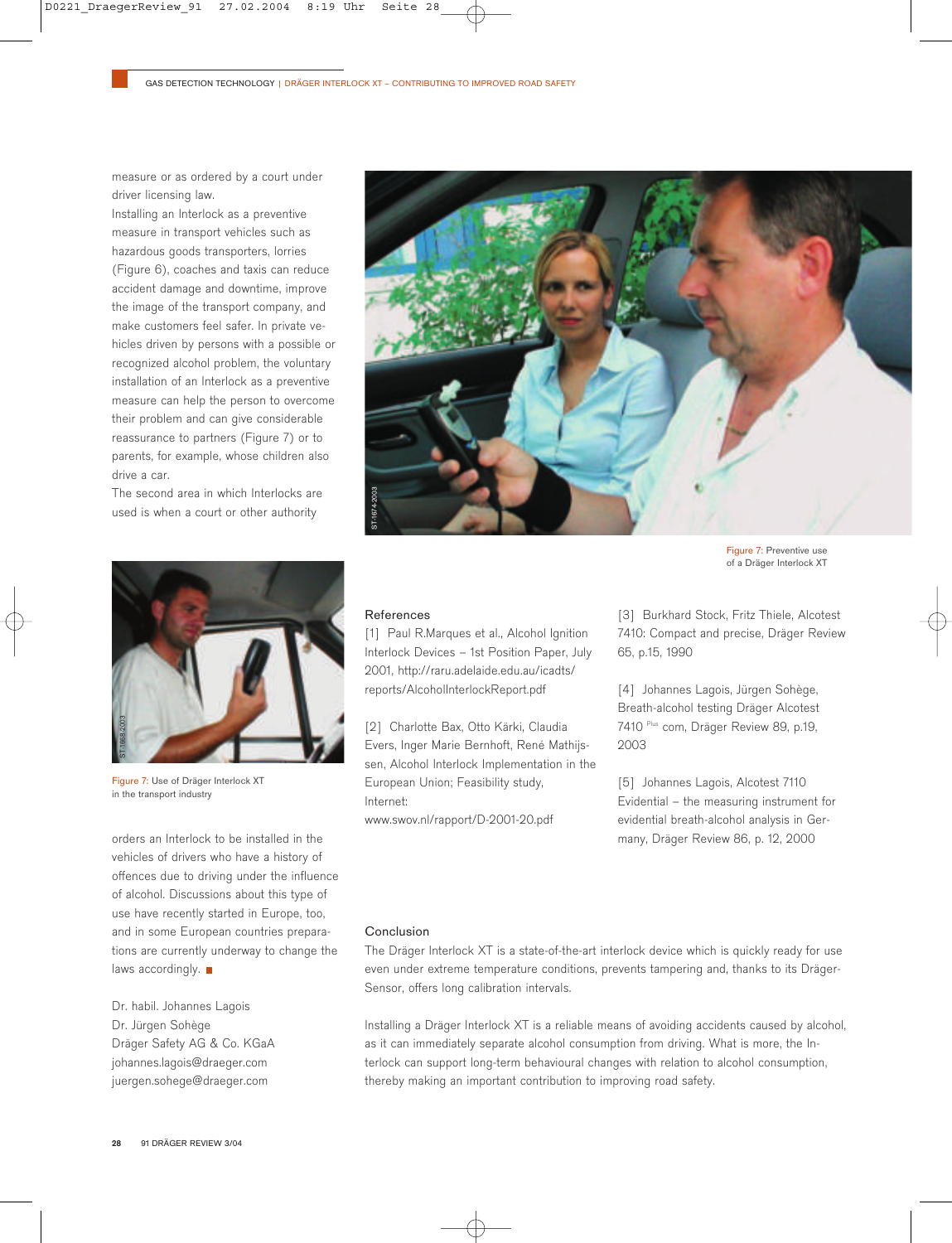measure or as ordered by a court under driver licensing law.

Installing an Interlock as a preventive measure in transport vehicles such as hazardous goods transporters, lorries (Figure 6), coaches and taxis can reduce accident damage and downtime, improve the image of the transport company, and make customers feel safer. In private vehicles driven by persons with a possible or recognized alcohol problem, the voluntary installation of an Interlock as a preventive measure can help the person to overcome their problem and can give considerable reassurance to partners (Figure 7) or to parents, for example, whose children also drive a car.

The second area in which Interlocks are used is when a court or other authority orders an Interlock to be installed in the vehicles of drivers who have a history of offences due to driving under the influence of alcohol. Discussions about this type of use have recently started in Europe, too, and in some European countries preparations are currently underway to change the laws accordingly. ■

Figure 7: Preventive use of a Dräger Interlock XT

Figure 7: Use of Dräger Interlock XT in the transport industry

Dr. habil. Johannes Lagois
Dr. Jürgen Sohège
Dräger Safety AG & Co. KGaA
johannes.lagois@draeger.com
juergen.sohege@draeger.com

## References

[1] Paul R.Marques et al., Alcohol Ignition Interlock Devices – 1st Position Paper, July 2001, http://raru.adelaide.edu.au/icadts/reports/AlcoholInterlockReport.pdf

[2] Charlotte Bax, Otto Kärki, Claudia Evers, Inger Marie Bernhoft, René Mathijssen, Alcohol Interlock Implementation in the European Union; Feasibility study, Internet: www.swov.nl/rapport/D-2001-20.pdf

[3] Burkhard Stock, Fritz Thiele, Alcotest 7410: Compact and precise, Dräger Review 65, p.15, 1990

[4] Johannes Lagois, Jürgen Sohège, Breath-alcohol testing Dräger Alcotest 7410 Plus com, Dräger Review 89, p.19, 2003

[5] Johannes Lagois, Alcotest 7110 Evidential – the measuring instrument for evidential breath-alcohol analysis in Germany, Dräger Review 86, p. 12, 2000

## Conclusion

The Dräger Interlock XT is a state-of-the-art interlock device which is quickly ready for use even under extreme temperature conditions, prevents tampering and, thanks to its Dräger-Sensor, offers long calibration intervals.

Installing a Dräger Interlock XT is a reliable means of avoiding accidents caused by alcohol, as it can immediately separate alcohol consumption from driving. What is more, the Interlock can support long-term behavioural changes with relation to alcohol consumption, thereby making an important contribution to improving road safety.